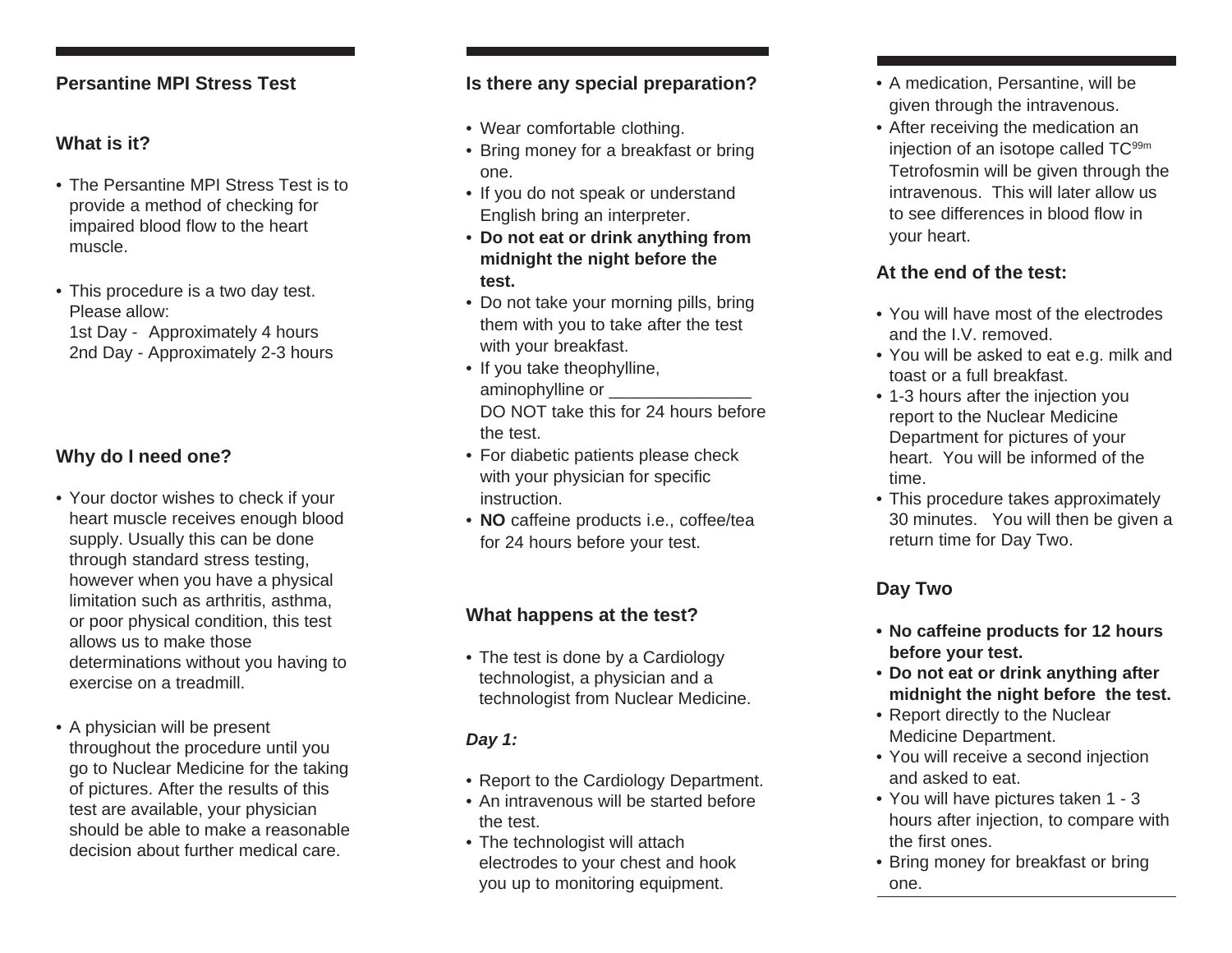## Persantine MPI Stress Test

### What is it?

- The Persantine MPI Stress Test is to provide a method of checking for impaired blood flow to the heart muscle.

- This procedure is a two day test. Please allow:
  1st Day - Approximately 4 hours
  2nd Day - Approximately 2-3 hours

### Why do I need one?

- Your doctor wishes to check if your heart muscle receives enough blood supply. Usually this can be done through standard stress testing, however when you have a physical limitation such as arthritis, asthma, or poor physical condition, this test allows us to make those determinations without you having to exercise on a treadmill.

- A physician will be present throughout the procedure until you go to Nuclear Medicine for the taking of pictures. After the results of this test are available, your physician should be able to make a reasonable decision about further medical care.

### Is there any special preparation?

- Wear comfortable clothing.
- Bring money for a breakfast or bring one.
- If you do not speak or understand English bring an interpreter.
- **Do not eat or drink anything from midnight the night before the test.**
- Do not take your morning pills, bring them with you to take after the test with your breakfast.
- If you take theophylline, aminophylline or _______________ DO NOT take this for 24 hours before the test.
- For diabetic patients please check with your physician for specific instruction.
- **NO** caffeine products i.e., coffee/tea for 24 hours before your test.

### What happens at the test?

- The test is done by a Cardiology technologist, a physician and a technologist from Nuclear Medicine.

***Day 1:***

- Report to the Cardiology Department.
- An intravenous will be started before the test.
- The technologist will attach electrodes to your chest and hook you up to monitoring equipment.
- A medication, Persantine, will be given through the intravenous.
- After receiving the medication an injection of an isotope called $TC^{99m}$ Tetrofosmin will be given through the intravenous. This will later allow us to see differences in blood flow in your heart.

### At the end of the test:

- You will have most of the electrodes and the I.V. removed.
- You will be asked to eat e.g. milk and toast or a full breakfast.
- 1-3 hours after the injection you report to the Nuclear Medicine Department for pictures of your heart. You will be informed of the time.
- This procedure takes approximately 30 minutes. You will then be given a return time for Day Two.

### Day Two

- **No caffeine products for 12 hours before your test.**
- **Do not eat or drink anything after midnight the night before the test.**
- Report directly to the Nuclear Medicine Department.
- You will receive a second injection and asked to eat.
- You will have pictures taken 1 - 3 hours after injection, to compare with the first ones.
- Bring money for breakfast or bring one.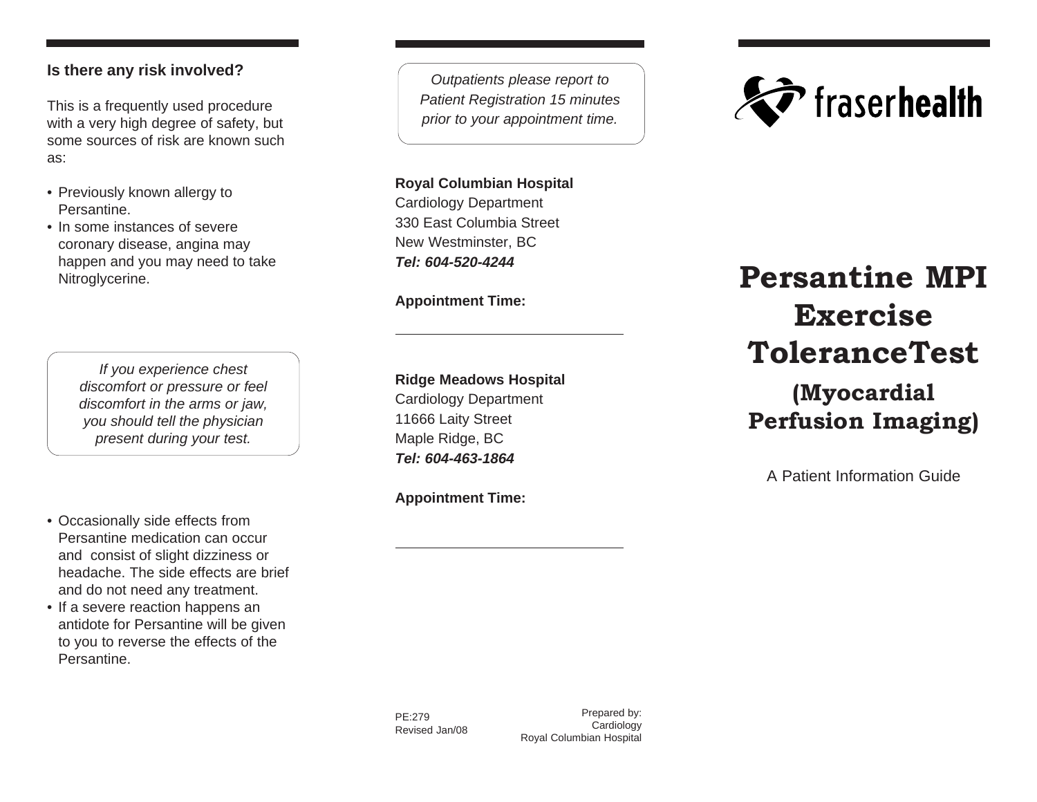## Is there any risk involved?

This is a frequently used procedure with a very high degree of safety, but some sources of risk are known such as:

- Previously known allergy to Persantine.
- In some instances of severe coronary disease, angina may happen and you may need to take Nitroglycerine.

*If you experience chest discomfort or pressure or feel discomfort in the arms or jaw, you should tell the physician present during your test.*

- Occasionally side effects from Persantine medication can occur and consist of slight dizziness or headache. The side effects are brief and do not need any treatment.
- If a severe reaction happens an antidote for Persantine will be given to you to reverse the effects of the Persantine.

*Outpatients please report to Patient Registration 15 minutes prior to your appointment time.*

**Royal Columbian Hospital**
Cardiology Department
330 East Columbia Street
New Westminster, BC
***Tel: 604-520-4244***

**Appointment Time:**

______________________________

**Ridge Meadows Hospital**
Cardiology Department
11666 Laity Street
Maple Ridge, BC
***Tel: 604-463-1864***

**Appointment Time:**

______________________________

PE:279
Revised Jan/08

Prepared by:
Cardiology
Royal Columbian Hospital

fraserhealth

# Persantine MPI Exercise ToleranceTest

## (Myocardial Perfusion Imaging)

A Patient Information Guide